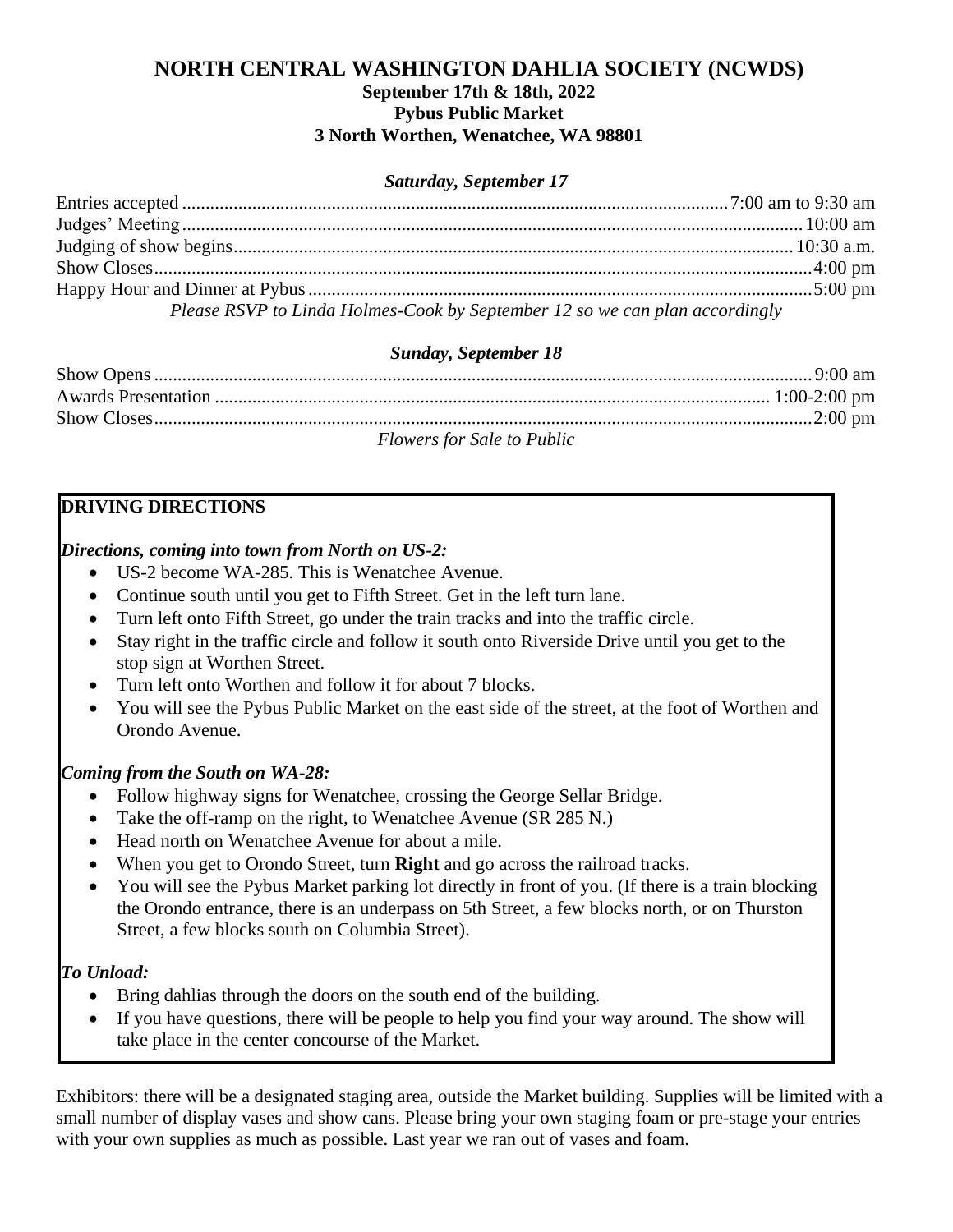# NORTH CENTRAL WASHINGTON DAHLIA SOCIETY (NCWDS)

**September 17th & 18th, 2022**
**Pybus Public Market**
**3 North Worthen, Wenatchee, WA 98801**

### *Saturday, September 17*

| | |
|---|---|
| Entries accepted | 7:00 am to 9:30 am |
| Judges' Meeting | 10:00 am |
| Judging of show begins | 10:30 a.m. |
| Show Closes | 4:00 pm |
| Happy Hour and Dinner at Pybus | 5:00 pm |

*Please RSVP to Linda Holmes-Cook by September 12 so we can plan accordingly*

### *Sunday, September 18*

| | |
|---|---|
| Show Opens | 9:00 am |
| Awards Presentation | 1:00-2:00 pm |
| Show Closes | 2:00 pm |

*Flowers for Sale to Public*

## DRIVING DIRECTIONS

***Directions, coming into town from North on US-2:***

- US-2 become WA-285. This is Wenatchee Avenue.
- Continue south until you get to Fifth Street. Get in the left turn lane.
- Turn left onto Fifth Street, go under the train tracks and into the traffic circle.
- Stay right in the traffic circle and follow it south onto Riverside Drive until you get to the stop sign at Worthen Street.
- Turn left onto Worthen and follow it for about 7 blocks.
- You will see the Pybus Public Market on the east side of the street, at the foot of Worthen and Orondo Avenue.

***Coming from the South on WA-28:***

- Follow highway signs for Wenatchee, crossing the George Sellar Bridge.
- Take the off-ramp on the right, to Wenatchee Avenue (SR 285 N.)
- Head north on Wenatchee Avenue for about a mile.
- When you get to Orondo Street, turn **Right** and go across the railroad tracks.
- You will see the Pybus Market parking lot directly in front of you. (If there is a train blocking the Orondo entrance, there is an underpass on 5th Street, a few blocks north, or on Thurston Street, a few blocks south on Columbia Street).

***To Unload:***

- Bring dahlias through the doors on the south end of the building.
- If you have questions, there will be people to help you find your way around. The show will take place in the center concourse of the Market.

Exhibitors: there will be a designated staging area, outside the Market building. Supplies will be limited with a small number of display vases and show cans. Please bring your own staging foam or pre-stage your entries with your own supplies as much as possible. Last year we ran out of vases and foam.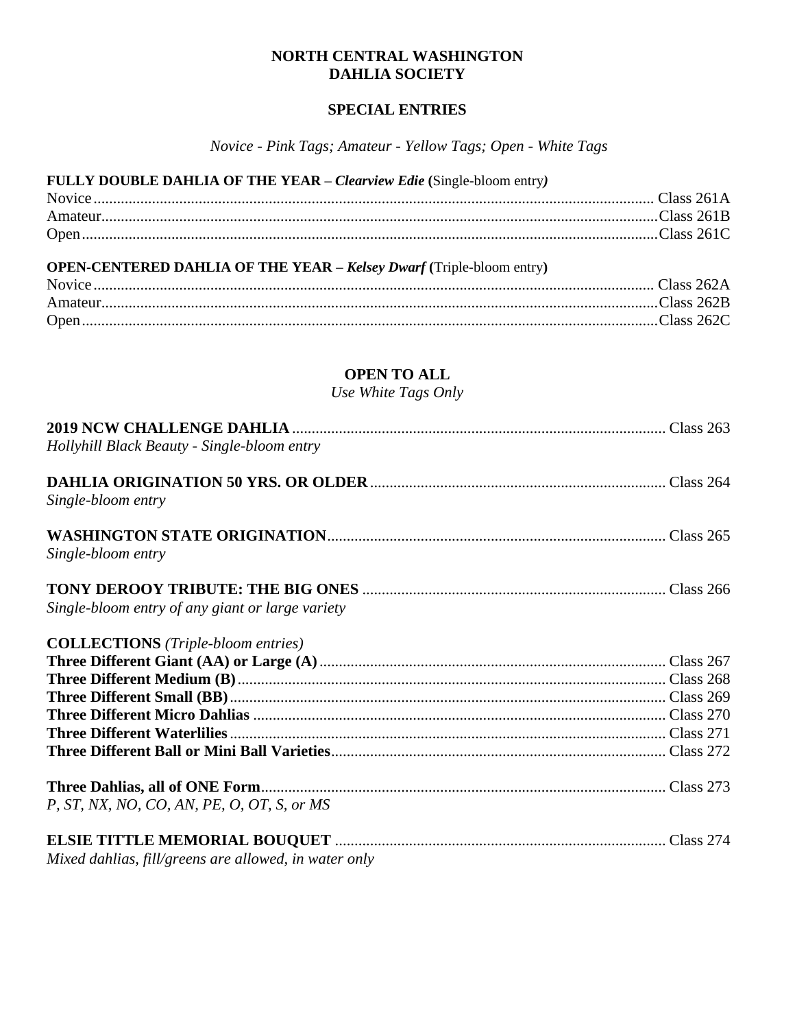# NORTH CENTRAL WASHINGTON DAHLIA SOCIETY

## SPECIAL ENTRIES

*Novice - Pink Tags; Amateur - Yellow Tags; Open - White Tags*

**FULLY DOUBLE DAHLIA OF THE YEAR – *Clearview Edie* (**Single-bloom entry***)***

Novice.......................................................... Class 261A
Amateur........................................................ Class 261B
Open............................................................ Class 261C

**OPEN-CENTERED DAHLIA OF THE YEAR – *Kelsey Dwarf* (**Triple-bloom entry**)**

Novice.......................................................... Class 262A
Amateur........................................................ Class 262B
Open............................................................ Class 262C

## OPEN TO ALL

*Use White Tags Only*

**2019 NCW CHALLENGE DAHLIA** ............................ Class 263
*Hollyhill Black Beauty - Single-bloom entry*

**DAHLIA ORIGINATION 50 YRS. OR OLDER** ............... Class 264
*Single-bloom entry*

**WASHINGTON STATE ORIGINATION**.......................... Class 265
*Single-bloom entry*

**TONY DEROOY TRIBUTE: THE BIG ONES** ................. Class 266
*Single-bloom entry of any giant or large variety*

**COLLECTIONS** *(Triple-bloom entries)*

**Three Different Giant (AA) or Large (A)**.................... Class 267
**Three Different Medium (B)**.................................... Class 268
**Three Different Small (BB)**..................................... Class 269
**Three Different Micro Dahlias** ................................ Class 270
**Three Different Waterlilies**..................................... Class 271
**Three Different Ball or Mini Ball Varieties**................ Class 272

**Three Dahlias, all of ONE Form**.............................. Class 273
*P, ST, NX, NO, CO, AN, PE, O, OT, S, or MS*

**ELSIE TITTLE MEMORIAL BOUQUET** ...................... Class 274
*Mixed dahlias, fill/greens are allowed, in water only*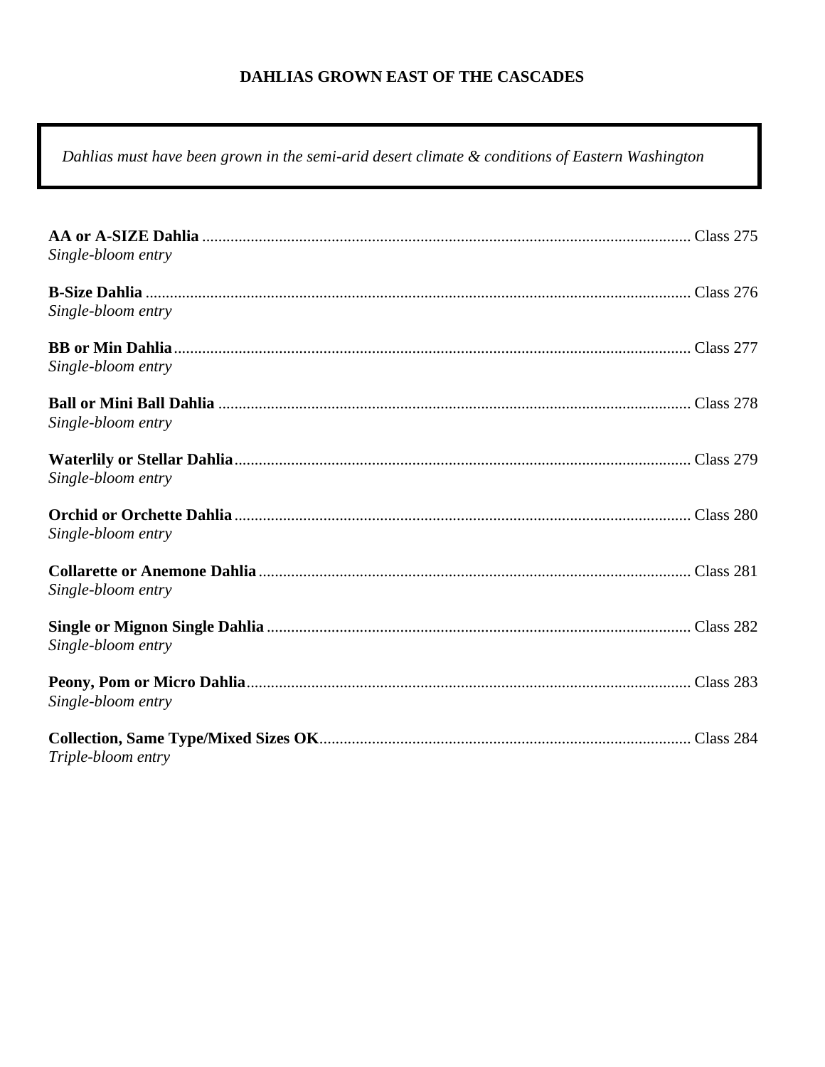## DAHLIAS GROWN EAST OF THE CASCADES

*Dahlias must have been grown in the semi-arid desert climate & conditions of Eastern Washington*

**AA or A-SIZE Dahlia** .......... Class 275
*Single-bloom entry*

**B-Size Dahlia** .......... Class 276
*Single-bloom entry*

**BB or Min Dahlia** .......... Class 277
*Single-bloom entry*

**Ball or Mini Ball Dahlia** .......... Class 278
*Single-bloom entry*

**Waterlily or Stellar Dahlia** .......... Class 279
*Single-bloom entry*

**Orchid or Orchette Dahlia** .......... Class 280
*Single-bloom entry*

**Collarette or Anemone Dahlia** .......... Class 281
*Single-bloom entry*

**Single or Mignon Single Dahlia** .......... Class 282
*Single-bloom entry*

**Peony, Pom or Micro Dahlia** .......... Class 283
*Single-bloom entry*

**Collection, Same Type/Mixed Sizes OK** .......... Class 284
*Triple-bloom entry*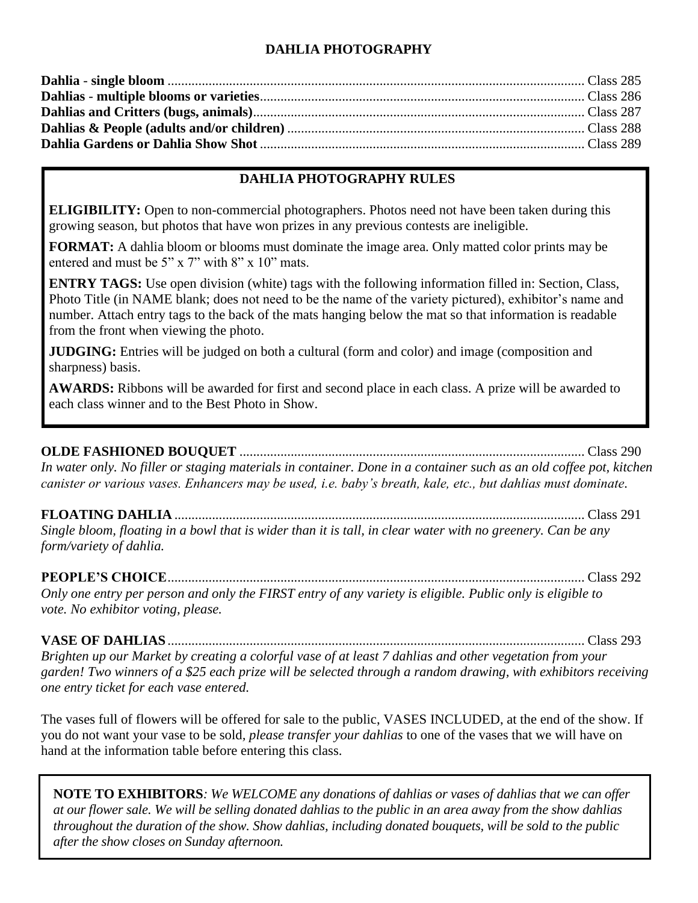## DAHLIA PHOTOGRAPHY

**Dahlia - single bloom** .......... Class 285
**Dahlias - multiple blooms or varieties** .......... Class 286
**Dahlias and Critters (bugs, animals)** .......... Class 287
**Dahlias & People (adults and/or children)** .......... Class 288
**Dahlia Gardens or Dahlia Show Shot** .......... Class 289

### DAHLIA PHOTOGRAPHY RULES

**ELIGIBILITY:** Open to non-commercial photographers. Photos need not have been taken during this growing season, but photos that have won prizes in any previous contests are ineligible.

**FORMAT:** A dahlia bloom or blooms must dominate the image area. Only matted color prints may be entered and must be 5” x 7” with 8” x 10” mats.

**ENTRY TAGS:** Use open division (white) tags with the following information filled in: Section, Class, Photo Title (in NAME blank; does not need to be the name of the variety pictured), exhibitor’s name and number. Attach entry tags to the back of the mats hanging below the mat so that information is readable from the front when viewing the photo.

**JUDGING:** Entries will be judged on both a cultural (form and color) and image (composition and sharpness) basis.

**AWARDS:** Ribbons will be awarded for first and second place in each class. A prize will be awarded to each class winner and to the Best Photo in Show.

**OLDE FASHIONED BOUQUET** .......... Class 290
*In water only. No filler or staging materials in container. Done in a container such as an old coffee pot, kitchen canister or various vases. Enhancers may be used, i.e. baby’s breath, kale, etc., but dahlias must dominate.*

**FLOATING DAHLIA** .......... Class 291
*Single bloom, floating in a bowl that is wider than it is tall, in clear water with no greenery. Can be any form/variety of dahlia.*

**PEOPLE’S CHOICE** .......... Class 292
*Only one entry per person and only the FIRST entry of any variety is eligible. Public only is eligible to vote. No exhibitor voting, please.*

**VASE OF DAHLIAS** .......... Class 293
*Brighten up our Market by creating a colorful vase of at least 7 dahlias and other vegetation from your garden! Two winners of a $25 each prize will be selected through a random drawing, with exhibitors receiving one entry ticket for each vase entered.*

The vases full of flowers will be offered for sale to the public, VASES INCLUDED, at the end of the show. If you do not want your vase to be sold, *please transfer your dahlias* to one of the vases that we will have on hand at the information table before entering this class.

**NOTE TO EXHIBITORS***: We WELCOME any donations of dahlias or vases of dahlias that we can offer at our flower sale. We will be selling donated dahlias to the public in an area away from the show dahlias throughout the duration of the show. Show dahlias, including donated bouquets, will be sold to the public after the show closes on Sunday afternoon.*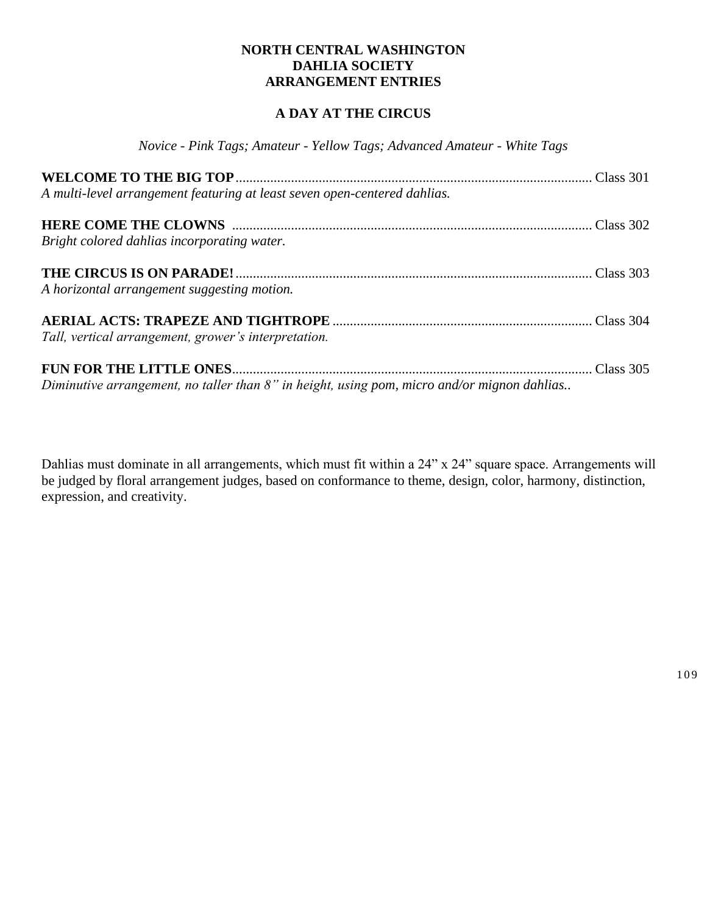**NORTH CENTRAL WASHINGTON**
**DAHLIA SOCIETY**
**ARRANGEMENT ENTRIES**

**A DAY AT THE CIRCUS**

*Novice - Pink Tags; Amateur - Yellow Tags; Advanced Amateur - White Tags*

**WELCOME TO THE BIG TOP**........................................................................................................ Class 301
*A multi-level arrangement featuring at least seven open-centered dahlias.*

**HERE COME THE CLOWNS** ....................................................................................................... Class 302
*Bright colored dahlias incorporating water.*

**THE CIRCUS IS ON PARADE!**...................................................................................................... Class 303
*A horizontal arrangement suggesting motion.*

**AERIAL ACTS: TRAPEZE AND TIGHTROPE** ........................................................................... Class 304
*Tall, vertical arrangement, grower's interpretation.*

**FUN FOR THE LITTLE ONES**........................................................................................................ Class 305
*Diminutive arrangement, no taller than 8" in height, using pom, micro and/or mignon dahlias..*

Dahlias must dominate in all arrangements, which must fit within a 24" x 24" square space. Arrangements will be judged by floral arrangement judges, based on conformance to theme, design, color, harmony, distinction, expression, and creativity.